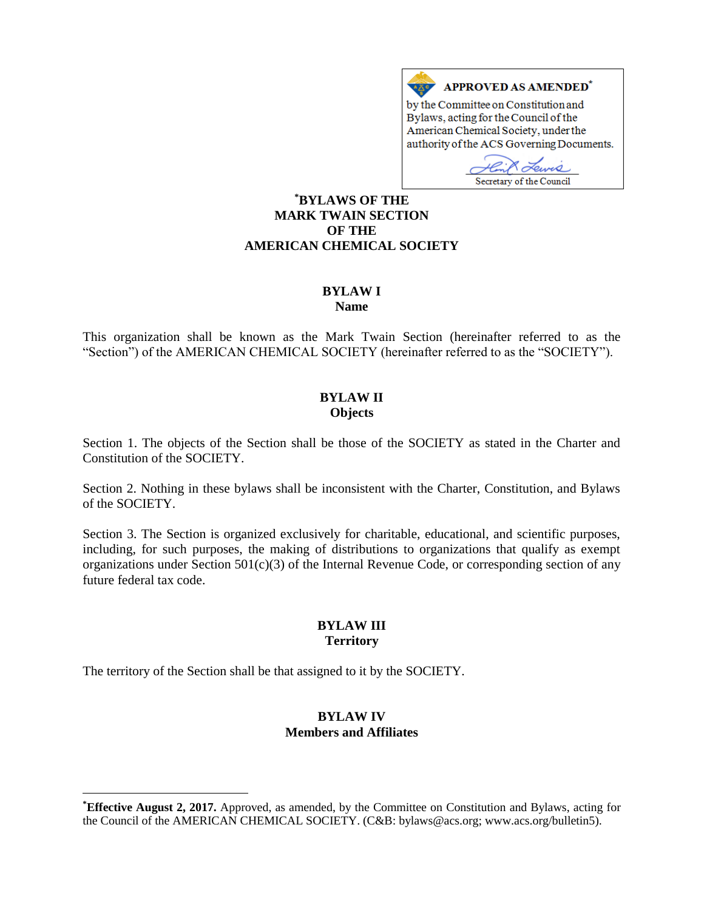**APPROVED AS AMENDED***

by the Committee on Constitution and Bylaws, acting for the Council of the American Chemical Society, under the authority of the ACS Governing Documents.

Secretary of the Council

# *BYLAWS OF THE MARK TWAIN SECTION OF THE AMERICAN CHEMICAL SOCIETY

## BYLAW I
## Name

This organization shall be known as the Mark Twain Section (hereinafter referred to as the "Section") of the AMERICAN CHEMICAL SOCIETY (hereinafter referred to as the "SOCIETY").

## BYLAW II
## Objects

Section 1. The objects of the Section shall be those of the SOCIETY as stated in the Charter and Constitution of the SOCIETY.

Section 2. Nothing in these bylaws shall be inconsistent with the Charter, Constitution, and Bylaws of the SOCIETY.

Section 3. The Section is organized exclusively for charitable, educational, and scientific purposes, including, for such purposes, the making of distributions to organizations that qualify as exempt organizations under Section 501(c)(3) of the Internal Revenue Code, or corresponding section of any future federal tax code.

## BYLAW III
## Territory

The territory of the Section shall be that assigned to it by the SOCIETY.

## BYLAW IV
## Members and Affiliates

---

***Effective August 2, 2017.** Approved, as amended, by the Committee on Constitution and Bylaws, acting for the Council of the AMERICAN CHEMICAL SOCIETY. (C&B: bylaws@acs.org; www.acs.org/bulletin5).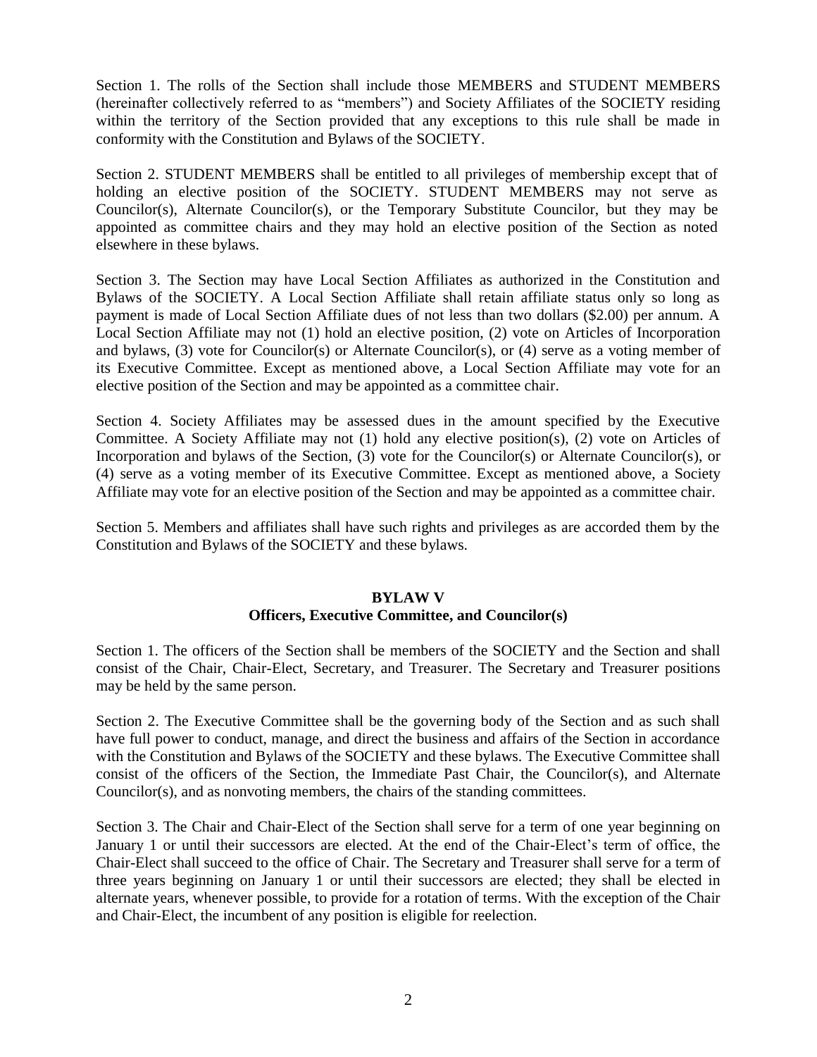Section 1. The rolls of the Section shall include those MEMBERS and STUDENT MEMBERS (hereinafter collectively referred to as "members") and Society Affiliates of the SOCIETY residing within the territory of the Section provided that any exceptions to this rule shall be made in conformity with the Constitution and Bylaws of the SOCIETY.

Section 2. STUDENT MEMBERS shall be entitled to all privileges of membership except that of holding an elective position of the SOCIETY. STUDENT MEMBERS may not serve as Councilor(s), Alternate Councilor(s), or the Temporary Substitute Councilor, but they may be appointed as committee chairs and they may hold an elective position of the Section as noted elsewhere in these bylaws.

Section 3. The Section may have Local Section Affiliates as authorized in the Constitution and Bylaws of the SOCIETY. A Local Section Affiliate shall retain affiliate status only so long as payment is made of Local Section Affiliate dues of not less than two dollars ($2.00) per annum. A Local Section Affiliate may not (1) hold an elective position, (2) vote on Articles of Incorporation and bylaws, (3) vote for Councilor(s) or Alternate Councilor(s), or (4) serve as a voting member of its Executive Committee. Except as mentioned above, a Local Section Affiliate may vote for an elective position of the Section and may be appointed as a committee chair.

Section 4. Society Affiliates may be assessed dues in the amount specified by the Executive Committee. A Society Affiliate may not (1) hold any elective position(s), (2) vote on Articles of Incorporation and bylaws of the Section, (3) vote for the Councilor(s) or Alternate Councilor(s), or (4) serve as a voting member of its Executive Committee. Except as mentioned above, a Society Affiliate may vote for an elective position of the Section and may be appointed as a committee chair.

Section 5. Members and affiliates shall have such rights and privileges as are accorded them by the Constitution and Bylaws of the SOCIETY and these bylaws.

## BYLAW V
## Officers, Executive Committee, and Councilor(s)

Section 1. The officers of the Section shall be members of the SOCIETY and the Section and shall consist of the Chair, Chair-Elect, Secretary, and Treasurer. The Secretary and Treasurer positions may be held by the same person.

Section 2. The Executive Committee shall be the governing body of the Section and as such shall have full power to conduct, manage, and direct the business and affairs of the Section in accordance with the Constitution and Bylaws of the SOCIETY and these bylaws. The Executive Committee shall consist of the officers of the Section, the Immediate Past Chair, the Councilor(s), and Alternate Councilor(s), and as nonvoting members, the chairs of the standing committees.

Section 3. The Chair and Chair-Elect of the Section shall serve for a term of one year beginning on January 1 or until their successors are elected. At the end of the Chair-Elect's term of office, the Chair-Elect shall succeed to the office of Chair. The Secretary and Treasurer shall serve for a term of three years beginning on January 1 or until their successors are elected; they shall be elected in alternate years, whenever possible, to provide for a rotation of terms. With the exception of the Chair and Chair-Elect, the incumbent of any position is eligible for reelection.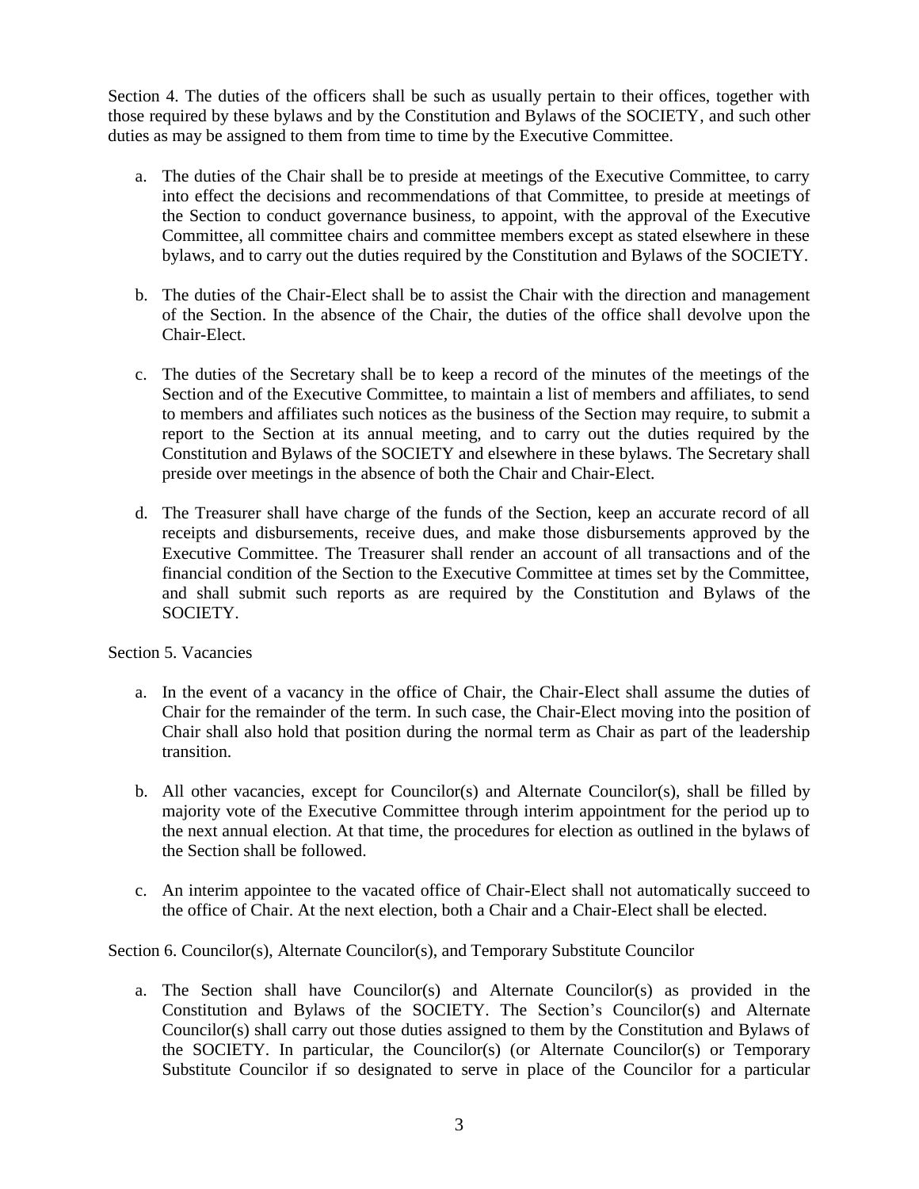Section 4. The duties of the officers shall be such as usually pertain to their offices, together with those required by these bylaws and by the Constitution and Bylaws of the SOCIETY, and such other duties as may be assigned to them from time to time by the Executive Committee.

a. The duties of the Chair shall be to preside at meetings of the Executive Committee, to carry into effect the decisions and recommendations of that Committee, to preside at meetings of the Section to conduct governance business, to appoint, with the approval of the Executive Committee, all committee chairs and committee members except as stated elsewhere in these bylaws, and to carry out the duties required by the Constitution and Bylaws of the SOCIETY.

b. The duties of the Chair-Elect shall be to assist the Chair with the direction and management of the Section. In the absence of the Chair, the duties of the office shall devolve upon the Chair-Elect.

c. The duties of the Secretary shall be to keep a record of the minutes of the meetings of the Section and of the Executive Committee, to maintain a list of members and affiliates, to send to members and affiliates such notices as the business of the Section may require, to submit a report to the Section at its annual meeting, and to carry out the duties required by the Constitution and Bylaws of the SOCIETY and elsewhere in these bylaws. The Secretary shall preside over meetings in the absence of both the Chair and Chair-Elect.

d. The Treasurer shall have charge of the funds of the Section, keep an accurate record of all receipts and disbursements, receive dues, and make those disbursements approved by the Executive Committee. The Treasurer shall render an account of all transactions and of the financial condition of the Section to the Executive Committee at times set by the Committee, and shall submit such reports as are required by the Constitution and Bylaws of the SOCIETY.

Section 5. Vacancies

a. In the event of a vacancy in the office of Chair, the Chair-Elect shall assume the duties of Chair for the remainder of the term. In such case, the Chair-Elect moving into the position of Chair shall also hold that position during the normal term as Chair as part of the leadership transition.

b. All other vacancies, except for Councilor(s) and Alternate Councilor(s), shall be filled by majority vote of the Executive Committee through interim appointment for the period up to the next annual election. At that time, the procedures for election as outlined in the bylaws of the Section shall be followed.

c. An interim appointee to the vacated office of Chair-Elect shall not automatically succeed to the office of Chair. At the next election, both a Chair and a Chair-Elect shall be elected.

Section 6. Councilor(s), Alternate Councilor(s), and Temporary Substitute Councilor

a. The Section shall have Councilor(s) and Alternate Councilor(s) as provided in the Constitution and Bylaws of the SOCIETY. The Section's Councilor(s) and Alternate Councilor(s) shall carry out those duties assigned to them by the Constitution and Bylaws of the SOCIETY. In particular, the Councilor(s) (or Alternate Councilor(s) or Temporary Substitute Councilor if so designated to serve in place of the Councilor for a particular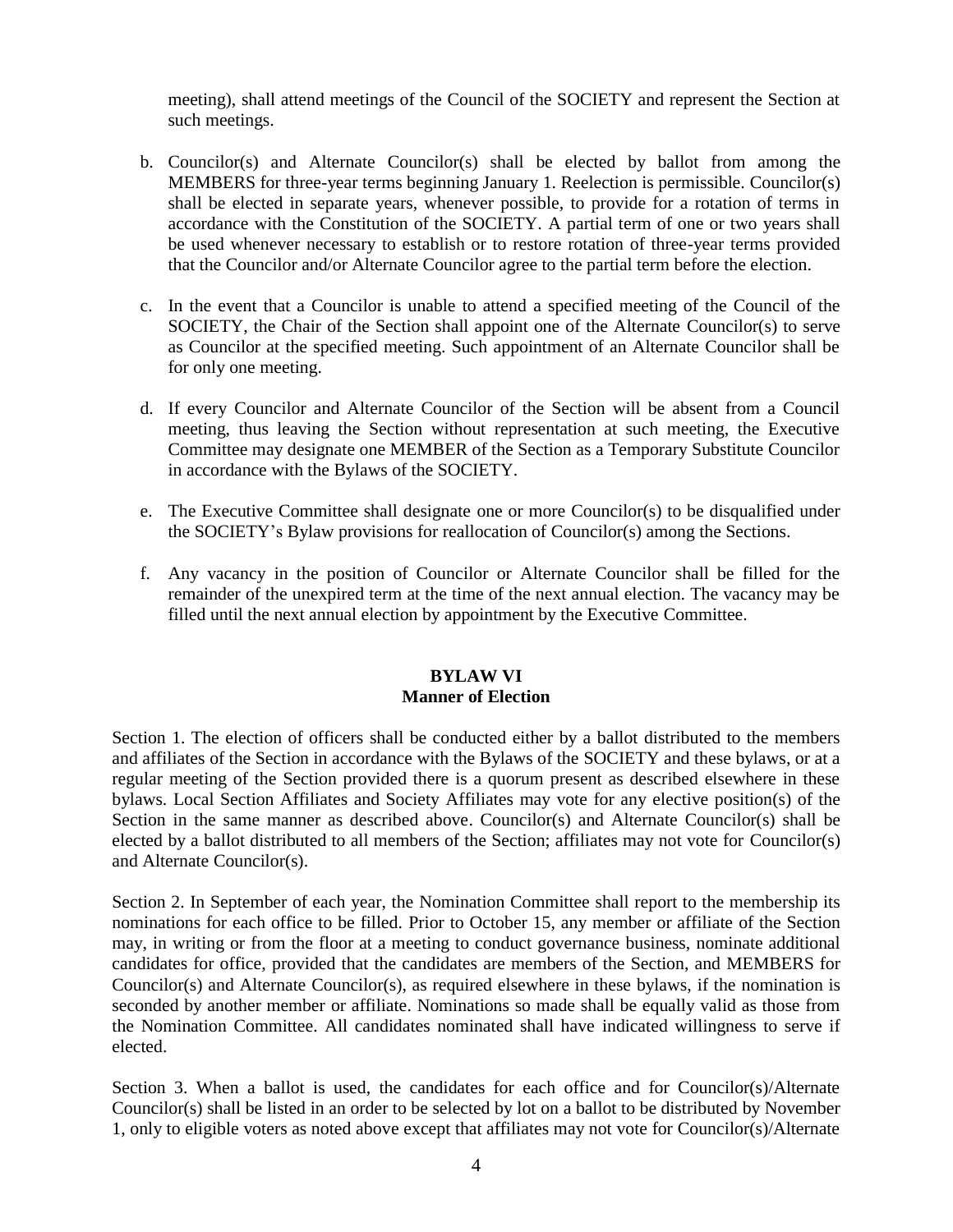meeting), shall attend meetings of the Council of the SOCIETY and represent the Section at such meetings.

b. Councilor(s) and Alternate Councilor(s) shall be elected by ballot from among the MEMBERS for three-year terms beginning January 1. Reelection is permissible. Councilor(s) shall be elected in separate years, whenever possible, to provide for a rotation of terms in accordance with the Constitution of the SOCIETY. A partial term of one or two years shall be used whenever necessary to establish or to restore rotation of three-year terms provided that the Councilor and/or Alternate Councilor agree to the partial term before the election.

c. In the event that a Councilor is unable to attend a specified meeting of the Council of the SOCIETY, the Chair of the Section shall appoint one of the Alternate Councilor(s) to serve as Councilor at the specified meeting. Such appointment of an Alternate Councilor shall be for only one meeting.

d. If every Councilor and Alternate Councilor of the Section will be absent from a Council meeting, thus leaving the Section without representation at such meeting, the Executive Committee may designate one MEMBER of the Section as a Temporary Substitute Councilor in accordance with the Bylaws of the SOCIETY.

e. The Executive Committee shall designate one or more Councilor(s) to be disqualified under the SOCIETY's Bylaw provisions for reallocation of Councilor(s) among the Sections.

f. Any vacancy in the position of Councilor or Alternate Councilor shall be filled for the remainder of the unexpired term at the time of the next annual election. The vacancy may be filled until the next annual election by appointment by the Executive Committee.

## BYLAW VI
## Manner of Election

Section 1. The election of officers shall be conducted either by a ballot distributed to the members and affiliates of the Section in accordance with the Bylaws of the SOCIETY and these bylaws, or at a regular meeting of the Section provided there is a quorum present as described elsewhere in these bylaws. Local Section Affiliates and Society Affiliates may vote for any elective position(s) of the Section in the same manner as described above. Councilor(s) and Alternate Councilor(s) shall be elected by a ballot distributed to all members of the Section; affiliates may not vote for Councilor(s) and Alternate Councilor(s).

Section 2. In September of each year, the Nomination Committee shall report to the membership its nominations for each office to be filled. Prior to October 15, any member or affiliate of the Section may, in writing or from the floor at a meeting to conduct governance business, nominate additional candidates for office, provided that the candidates are members of the Section, and MEMBERS for Councilor(s) and Alternate Councilor(s), as required elsewhere in these bylaws, if the nomination is seconded by another member or affiliate. Nominations so made shall be equally valid as those from the Nomination Committee. All candidates nominated shall have indicated willingness to serve if elected.

Section 3. When a ballot is used, the candidates for each office and for Councilor(s)/Alternate Councilor(s) shall be listed in an order to be selected by lot on a ballot to be distributed by November 1, only to eligible voters as noted above except that affiliates may not vote for Councilor(s)/Alternate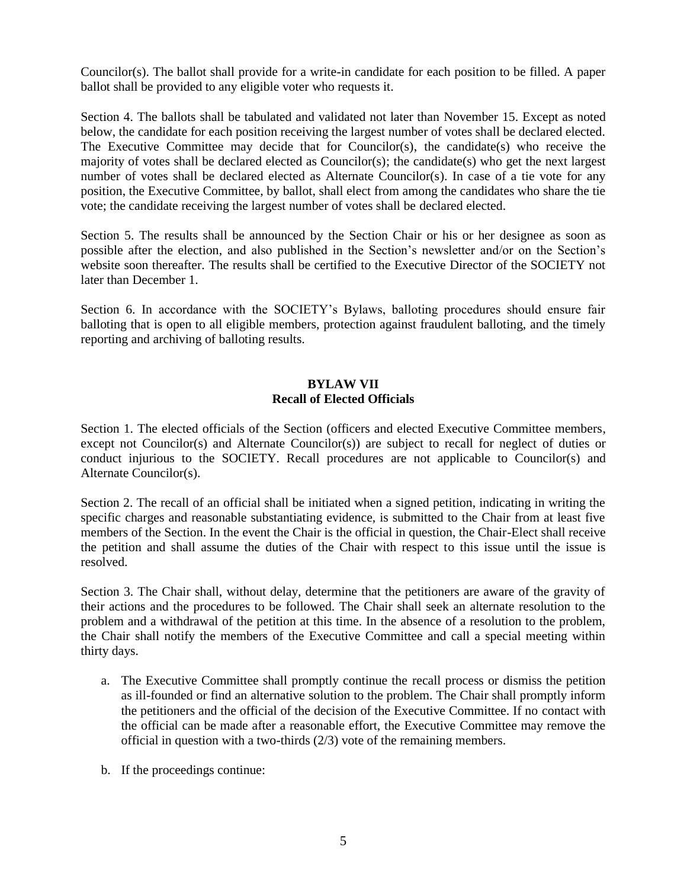Councilor(s). The ballot shall provide for a write-in candidate for each position to be filled. A paper ballot shall be provided to any eligible voter who requests it.

Section 4. The ballots shall be tabulated and validated not later than November 15. Except as noted below, the candidate for each position receiving the largest number of votes shall be declared elected. The Executive Committee may decide that for Councilor(s), the candidate(s) who receive the majority of votes shall be declared elected as Councilor(s); the candidate(s) who get the next largest number of votes shall be declared elected as Alternate Councilor(s). In case of a tie vote for any position, the Executive Committee, by ballot, shall elect from among the candidates who share the tie vote; the candidate receiving the largest number of votes shall be declared elected.

Section 5. The results shall be announced by the Section Chair or his or her designee as soon as possible after the election, and also published in the Section's newsletter and/or on the Section's website soon thereafter. The results shall be certified to the Executive Director of the SOCIETY not later than December 1.

Section 6. In accordance with the SOCIETY's Bylaws, balloting procedures should ensure fair balloting that is open to all eligible members, protection against fraudulent balloting, and the timely reporting and archiving of balloting results.

## BYLAW VII
## Recall of Elected Officials

Section 1. The elected officials of the Section (officers and elected Executive Committee members, except not Councilor(s) and Alternate Councilor(s)) are subject to recall for neglect of duties or conduct injurious to the SOCIETY. Recall procedures are not applicable to Councilor(s) and Alternate Councilor(s).

Section 2. The recall of an official shall be initiated when a signed petition, indicating in writing the specific charges and reasonable substantiating evidence, is submitted to the Chair from at least five members of the Section. In the event the Chair is the official in question, the Chair-Elect shall receive the petition and shall assume the duties of the Chair with respect to this issue until the issue is resolved.

Section 3. The Chair shall, without delay, determine that the petitioners are aware of the gravity of their actions and the procedures to be followed. The Chair shall seek an alternate resolution to the problem and a withdrawal of the petition at this time. In the absence of a resolution to the problem, the Chair shall notify the members of the Executive Committee and call a special meeting within thirty days.

a. The Executive Committee shall promptly continue the recall process or dismiss the petition as ill-founded or find an alternative solution to the problem. The Chair shall promptly inform the petitioners and the official of the decision of the Executive Committee. If no contact with the official can be made after a reasonable effort, the Executive Committee may remove the official in question with a two-thirds (2/3) vote of the remaining members.

b. If the proceedings continue: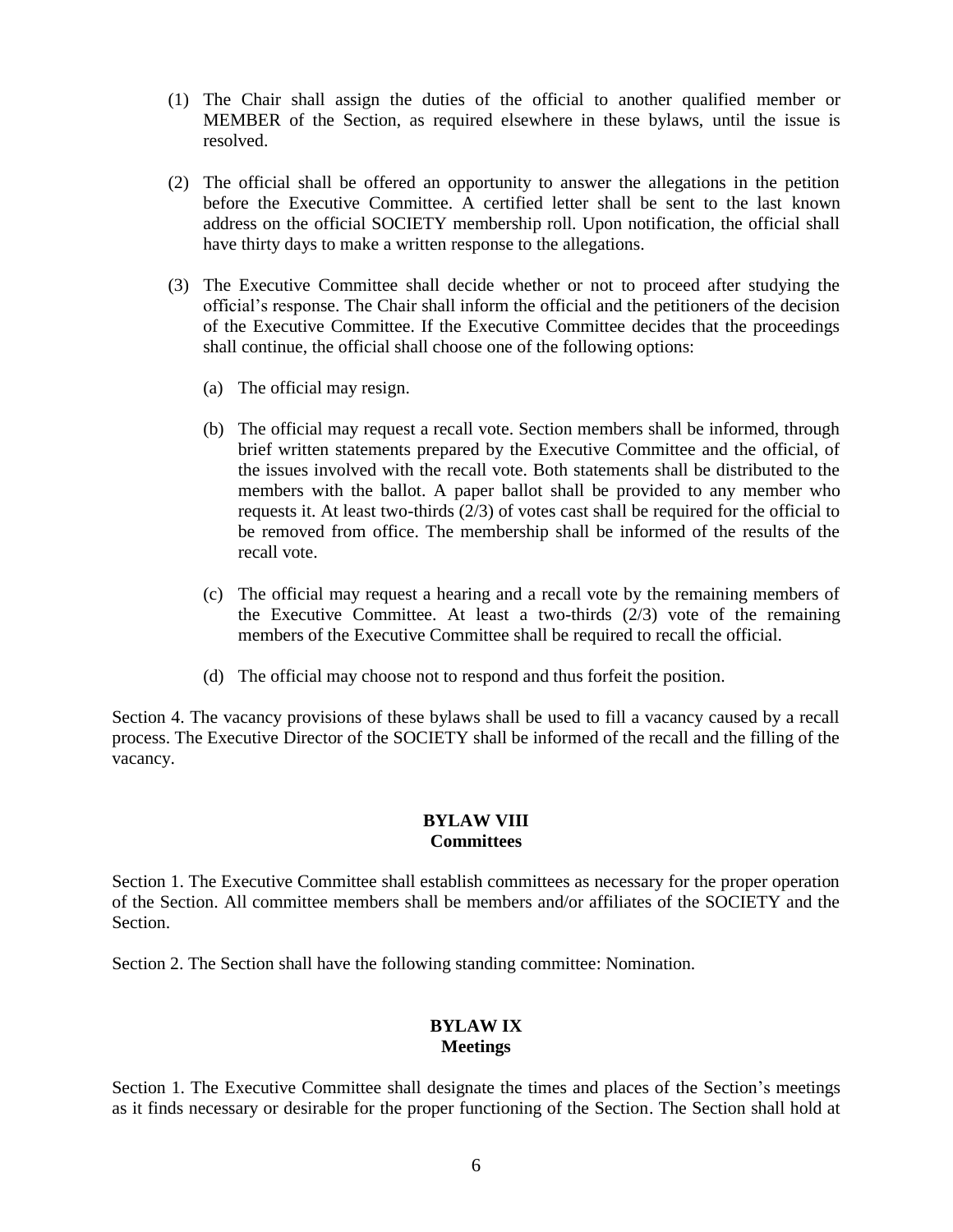(1) The Chair shall assign the duties of the official to another qualified member or MEMBER of the Section, as required elsewhere in these bylaws, until the issue is resolved.

(2) The official shall be offered an opportunity to answer the allegations in the petition before the Executive Committee. A certified letter shall be sent to the last known address on the official SOCIETY membership roll. Upon notification, the official shall have thirty days to make a written response to the allegations.

(3) The Executive Committee shall decide whether or not to proceed after studying the official's response. The Chair shall inform the official and the petitioners of the decision of the Executive Committee. If the Executive Committee decides that the proceedings shall continue, the official shall choose one of the following options:

   (a) The official may resign.

   (b) The official may request a recall vote. Section members shall be informed, through brief written statements prepared by the Executive Committee and the official, of the issues involved with the recall vote. Both statements shall be distributed to the members with the ballot. A paper ballot shall be provided to any member who requests it. At least two-thirds (2/3) of votes cast shall be required for the official to be removed from office. The membership shall be informed of the results of the recall vote.

   (c) The official may request a hearing and a recall vote by the remaining members of the Executive Committee. At least a two-thirds (2/3) vote of the remaining members of the Executive Committee shall be required to recall the official.

   (d) The official may choose not to respond and thus forfeit the position.

Section 4. The vacancy provisions of these bylaws shall be used to fill a vacancy caused by a recall process. The Executive Director of the SOCIETY shall be informed of the recall and the filling of the vacancy.

## BYLAW VIII
## Committees

Section 1. The Executive Committee shall establish committees as necessary for the proper operation of the Section. All committee members shall be members and/or affiliates of the SOCIETY and the Section.

Section 2. The Section shall have the following standing committee: Nomination.

## BYLAW IX
## Meetings

Section 1. The Executive Committee shall designate the times and places of the Section's meetings as it finds necessary or desirable for the proper functioning of the Section. The Section shall hold at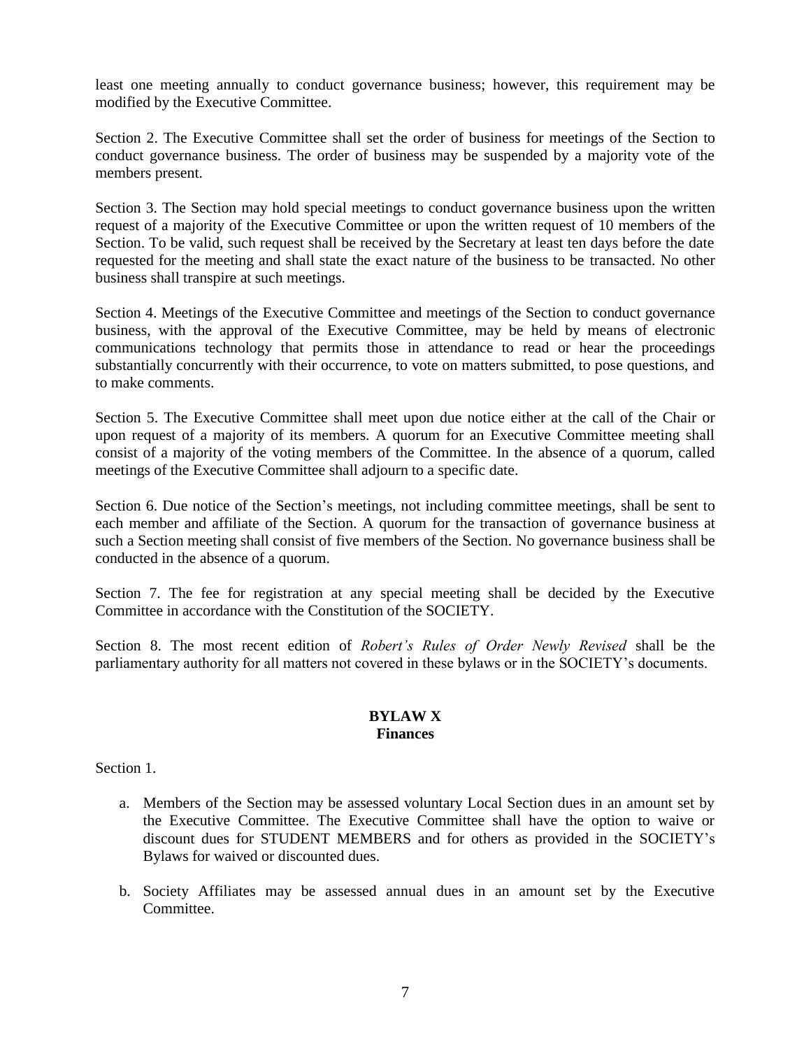least one meeting annually to conduct governance business; however, this requirement may be modified by the Executive Committee.

Section 2. The Executive Committee shall set the order of business for meetings of the Section to conduct governance business. The order of business may be suspended by a majority vote of the members present.

Section 3. The Section may hold special meetings to conduct governance business upon the written request of a majority of the Executive Committee or upon the written request of 10 members of the Section. To be valid, such request shall be received by the Secretary at least ten days before the date requested for the meeting and shall state the exact nature of the business to be transacted. No other business shall transpire at such meetings.

Section 4. Meetings of the Executive Committee and meetings of the Section to conduct governance business, with the approval of the Executive Committee, may be held by means of electronic communications technology that permits those in attendance to read or hear the proceedings substantially concurrently with their occurrence, to vote on matters submitted, to pose questions, and to make comments.

Section 5. The Executive Committee shall meet upon due notice either at the call of the Chair or upon request of a majority of its members. A quorum for an Executive Committee meeting shall consist of a majority of the voting members of the Committee. In the absence of a quorum, called meetings of the Executive Committee shall adjourn to a specific date.

Section 6. Due notice of the Section's meetings, not including committee meetings, shall be sent to each member and affiliate of the Section. A quorum for the transaction of governance business at such a Section meeting shall consist of five members of the Section. No governance business shall be conducted in the absence of a quorum.

Section 7. The fee for registration at any special meeting shall be decided by the Executive Committee in accordance with the Constitution of the SOCIETY.

Section 8. The most recent edition of *Robert's Rules of Order Newly Revised* shall be the parliamentary authority for all matters not covered in these bylaws or in the SOCIETY's documents.

## BYLAW X
## Finances

Section 1.

a. Members of the Section may be assessed voluntary Local Section dues in an amount set by the Executive Committee. The Executive Committee shall have the option to waive or discount dues for STUDENT MEMBERS and for others as provided in the SOCIETY's Bylaws for waived or discounted dues.

b. Society Affiliates may be assessed annual dues in an amount set by the Executive Committee.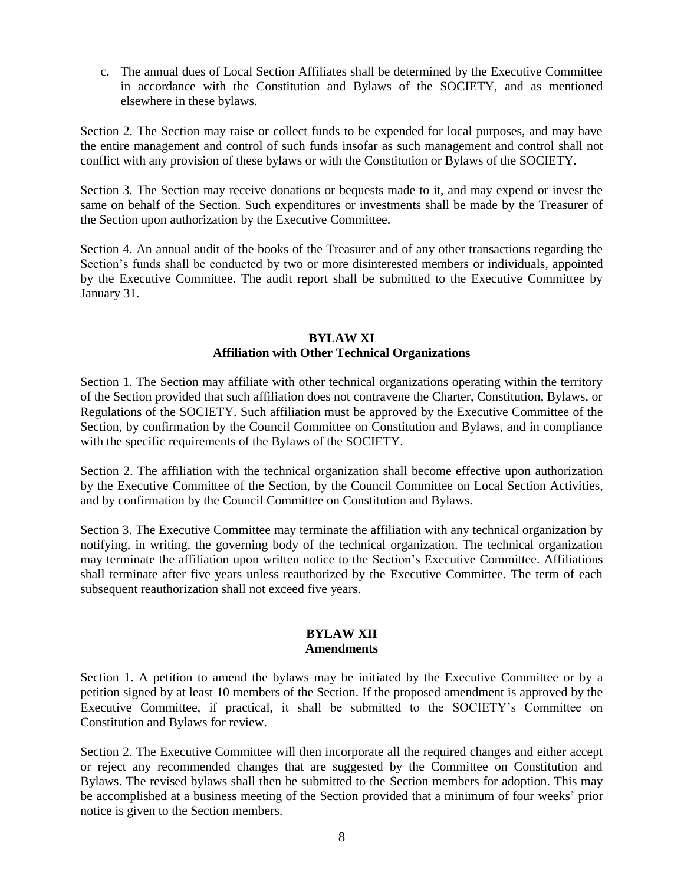c. The annual dues of Local Section Affiliates shall be determined by the Executive Committee in accordance with the Constitution and Bylaws of the SOCIETY, and as mentioned elsewhere in these bylaws.

Section 2. The Section may raise or collect funds to be expended for local purposes, and may have the entire management and control of such funds insofar as such management and control shall not conflict with any provision of these bylaws or with the Constitution or Bylaws of the SOCIETY.

Section 3. The Section may receive donations or bequests made to it, and may expend or invest the same on behalf of the Section. Such expenditures or investments shall be made by the Treasurer of the Section upon authorization by the Executive Committee.

Section 4. An annual audit of the books of the Treasurer and of any other transactions regarding the Section's funds shall be conducted by two or more disinterested members or individuals, appointed by the Executive Committee. The audit report shall be submitted to the Executive Committee by January 31.

## BYLAW XI
## Affiliation with Other Technical Organizations

Section 1. The Section may affiliate with other technical organizations operating within the territory of the Section provided that such affiliation does not contravene the Charter, Constitution, Bylaws, or Regulations of the SOCIETY. Such affiliation must be approved by the Executive Committee of the Section, by confirmation by the Council Committee on Constitution and Bylaws, and in compliance with the specific requirements of the Bylaws of the SOCIETY.

Section 2. The affiliation with the technical organization shall become effective upon authorization by the Executive Committee of the Section, by the Council Committee on Local Section Activities, and by confirmation by the Council Committee on Constitution and Bylaws.

Section 3. The Executive Committee may terminate the affiliation with any technical organization by notifying, in writing, the governing body of the technical organization. The technical organization may terminate the affiliation upon written notice to the Section's Executive Committee. Affiliations shall terminate after five years unless reauthorized by the Executive Committee. The term of each subsequent reauthorization shall not exceed five years.

## BYLAW XII
## Amendments

Section 1. A petition to amend the bylaws may be initiated by the Executive Committee or by a petition signed by at least 10 members of the Section. If the proposed amendment is approved by the Executive Committee, if practical, it shall be submitted to the SOCIETY's Committee on Constitution and Bylaws for review.

Section 2. The Executive Committee will then incorporate all the required changes and either accept or reject any recommended changes that are suggested by the Committee on Constitution and Bylaws. The revised bylaws shall then be submitted to the Section members for adoption. This may be accomplished at a business meeting of the Section provided that a minimum of four weeks' prior notice is given to the Section members.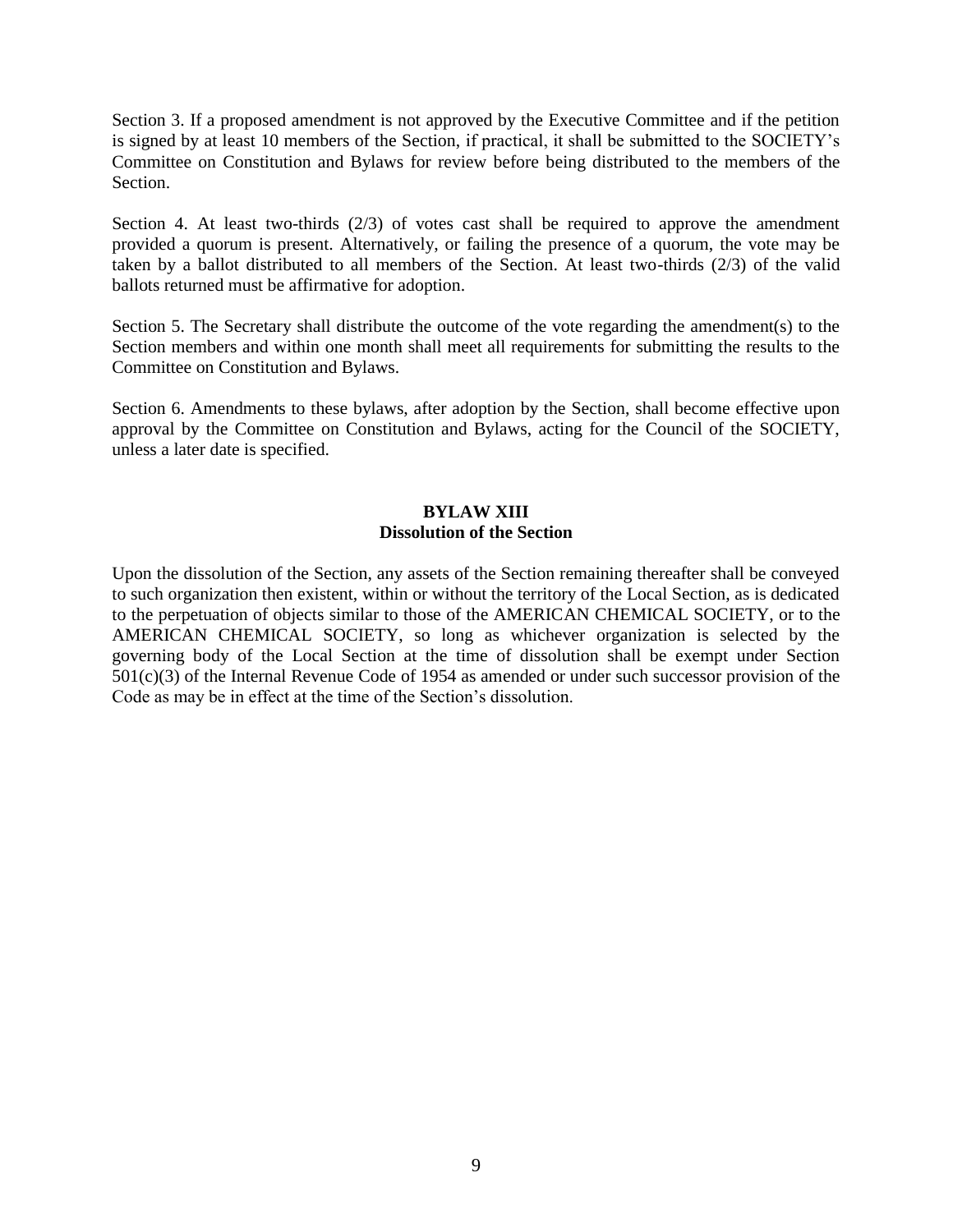Section 3. If a proposed amendment is not approved by the Executive Committee and if the petition is signed by at least 10 members of the Section, if practical, it shall be submitted to the SOCIETY's Committee on Constitution and Bylaws for review before being distributed to the members of the Section.

Section 4. At least two-thirds (2/3) of votes cast shall be required to approve the amendment provided a quorum is present. Alternatively, or failing the presence of a quorum, the vote may be taken by a ballot distributed to all members of the Section. At least two-thirds (2/3) of the valid ballots returned must be affirmative for adoption.

Section 5. The Secretary shall distribute the outcome of the vote regarding the amendment(s) to the Section members and within one month shall meet all requirements for submitting the results to the Committee on Constitution and Bylaws.

Section 6. Amendments to these bylaws, after adoption by the Section, shall become effective upon approval by the Committee on Constitution and Bylaws, acting for the Council of the SOCIETY, unless a later date is specified.

## BYLAW XIII
## Dissolution of the Section

Upon the dissolution of the Section, any assets of the Section remaining thereafter shall be conveyed to such organization then existent, within or without the territory of the Local Section, as is dedicated to the perpetuation of objects similar to those of the AMERICAN CHEMICAL SOCIETY, or to the AMERICAN CHEMICAL SOCIETY, so long as whichever organization is selected by the governing body of the Local Section at the time of dissolution shall be exempt under Section 501(c)(3) of the Internal Revenue Code of 1954 as amended or under such successor provision of the Code as may be in effect at the time of the Section's dissolution.